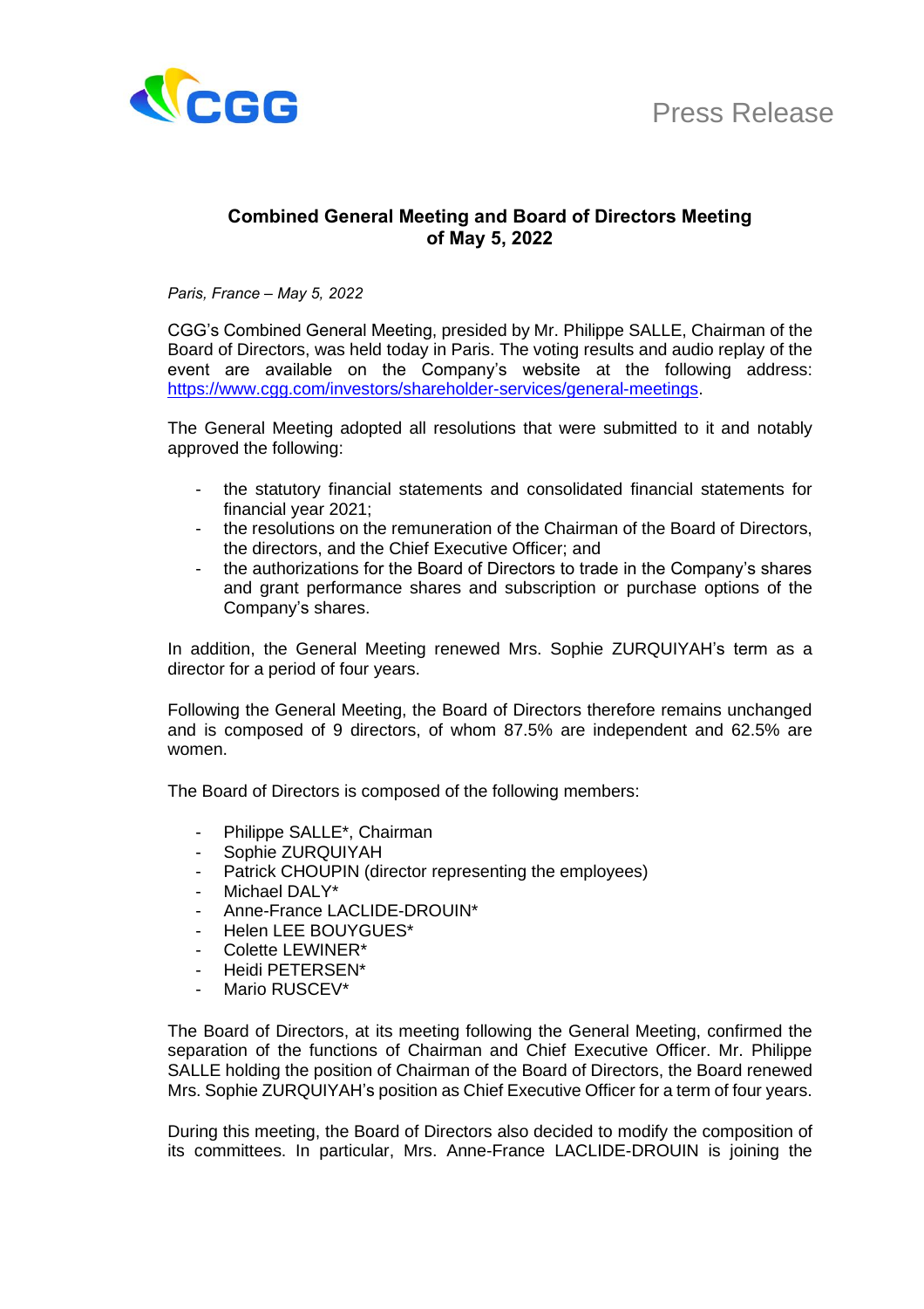Press Release

# Combined General Meeting and Board of Directors Meeting of May 5, 2022

*Paris, France – May 5, 2022*

CGG's Combined General Meeting, presided by Mr. Philippe SALLE, Chairman of the Board of Directors, was held today in Paris. The voting results and audio replay of the event are available on the Company's website at the following address: https://www.cgg.com/investors/shareholder-services/general-meetings.

The General Meeting adopted all resolutions that were submitted to it and notably approved the following:

- the statutory financial statements and consolidated financial statements for financial year 2021;
- the resolutions on the remuneration of the Chairman of the Board of Directors, the directors, and the Chief Executive Officer; and
- the authorizations for the Board of Directors to trade in the Company's shares and grant performance shares and subscription or purchase options of the Company's shares.

In addition, the General Meeting renewed Mrs. Sophie ZURQUIYAH's term as a director for a period of four years.

Following the General Meeting, the Board of Directors therefore remains unchanged and is composed of 9 directors, of whom 87.5% are independent and 62.5% are women.

The Board of Directors is composed of the following members:

- Philippe SALLE*, Chairman
- Sophie ZURQUIYAH
- Patrick CHOUPIN (director representing the employees)
- Michael DALY*
- Anne-France LACLIDE-DROUIN*
- Helen LEE BOUYGUES*
- Colette LEWINER*
- Heidi PETERSEN*
- Mario RUSCEV*

The Board of Directors, at its meeting following the General Meeting, confirmed the separation of the functions of Chairman and Chief Executive Officer. Mr. Philippe SALLE holding the position of Chairman of the Board of Directors, the Board renewed Mrs. Sophie ZURQUIYAH's position as Chief Executive Officer for a term of four years.

During this meeting, the Board of Directors also decided to modify the composition of its committees. In particular, Mrs. Anne-France LACLIDE-DROUIN is joining the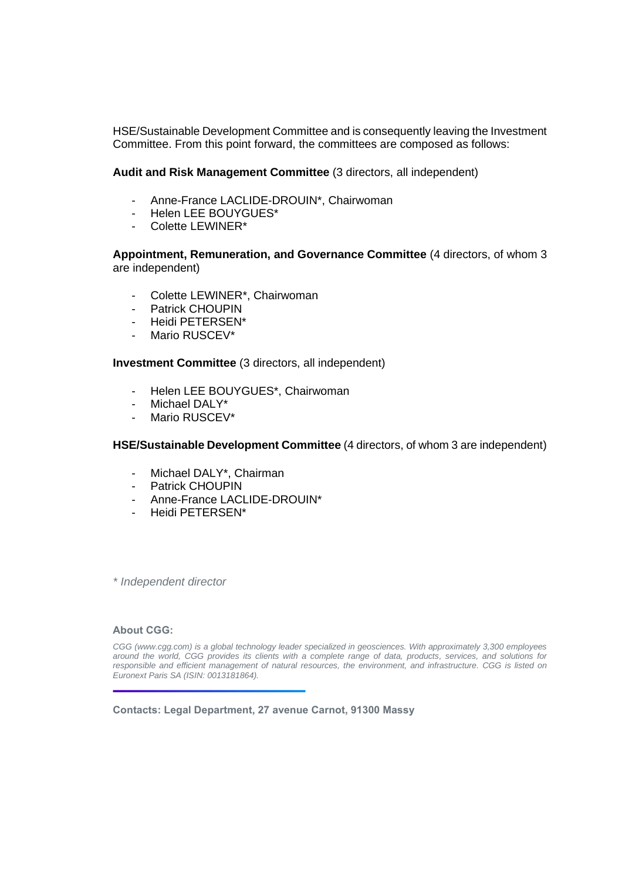HSE/Sustainable Development Committee and is consequently leaving the Investment Committee. From this point forward, the committees are composed as follows:

**Audit and Risk Management Committee** (3 directors, all independent)

- Anne-France LACLIDE-DROUIN*, Chairwoman
- Helen LEE BOUYGUES*
- Colette LEWINER*

**Appointment, Remuneration, and Governance Committee** (4 directors, of whom 3 are independent)

- Colette LEWINER*, Chairwoman
- Patrick CHOUPIN
- Heidi PETERSEN*
- Mario RUSCEV*

**Investment Committee** (3 directors, all independent)

- Helen LEE BOUYGUES*, Chairwoman
- Michael DALY*
- Mario RUSCEV*

**HSE/Sustainable Development Committee** (4 directors, of whom 3 are independent)

- Michael DALY*, Chairman
- Patrick CHOUPIN
- Anne-France LACLIDE-DROUIN*
- Heidi PETERSEN*

*\* Independent director*

**About CGG:**

*CGG (www.cgg.com) is a global technology leader specialized in geosciences. With approximately 3,300 employees around the world, CGG provides its clients with a complete range of data, products, services, and solutions for responsible and efficient management of natural resources, the environment, and infrastructure. CGG is listed on Euronext Paris SA (ISIN: 0013181864).*

**Contacts: Legal Department, 27 avenue Carnot, 91300 Massy**